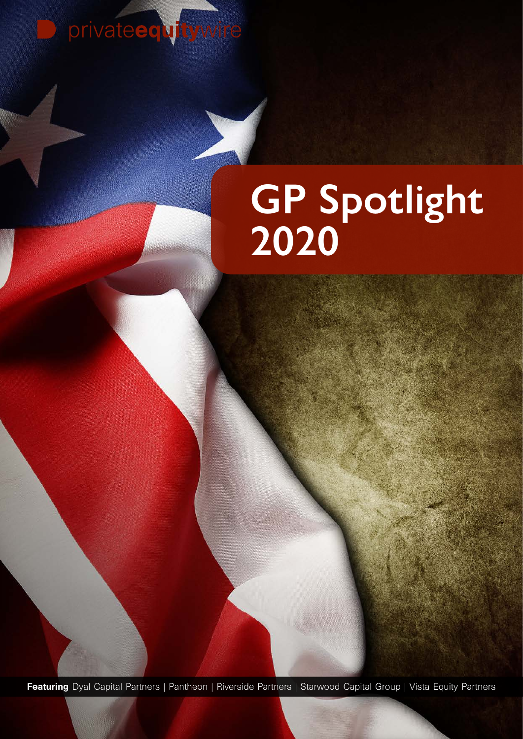privateequitywire

# GP Spotlight 2020

**Featuring** Dyal Capital Partners | Pantheon | Riverside Partners | Starwood Capital Group | Vista Equity Partners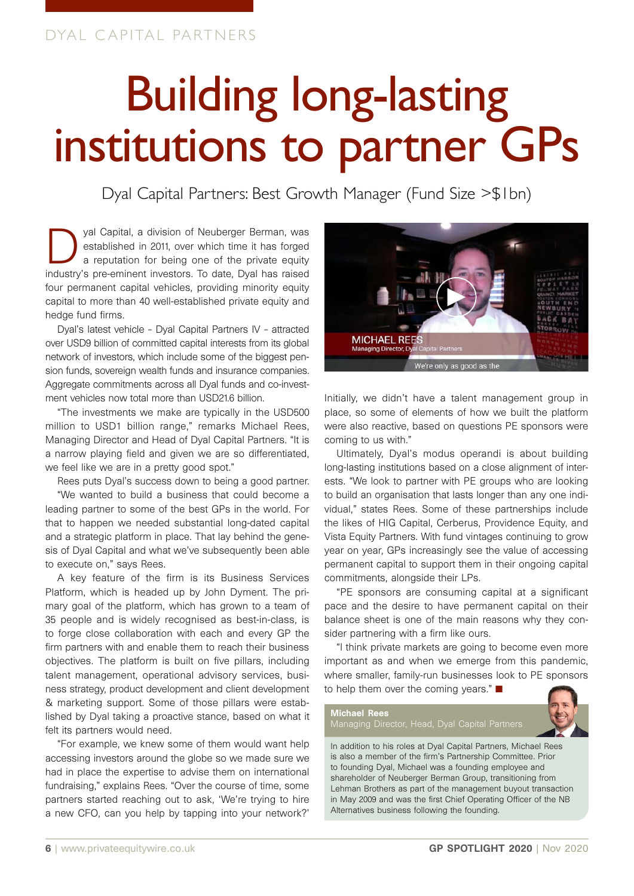DYAL CAPITAL PARTNERS

# Building long-lasting institutions to partner GPs

## Dyal Capital Partners: Best Growth Manager (Fund Size >$1bn)

Dyal Capital, a division of Neuberger Berman, was established in 2011, over which time it has forged a reputation for being one of the private equity industry's pre-eminent investors. To date, Dyal has raised four permanent capital vehicles, providing minority equity capital to more than 40 well-established private equity and hedge fund firms.

Dyal's latest vehicle – Dyal Capital Partners IV – attracted over USD9 billion of committed capital interests from its global network of investors, which include some of the biggest pension funds, sovereign wealth funds and insurance companies. Aggregate commitments across all Dyal funds and co-investment vehicles now total more than USD21.6 billion.

"The investments we make are typically in the USD500 million to USD1 billion range," remarks Michael Rees, Managing Director and Head of Dyal Capital Partners. "It is a narrow playing field and given we are so differentiated, we feel like we are in a pretty good spot."

Rees puts Dyal's success down to being a good partner.

"We wanted to build a business that could become a leading partner to some of the best GPs in the world. For that to happen we needed substantial long-dated capital and a strategic platform in place. That lay behind the genesis of Dyal Capital and what we've subsequently been able to execute on," says Rees.

A key feature of the firm is its Business Services Platform, which is headed up by John Dyment. The primary goal of the platform, which has grown to a team of 35 people and is widely recognised as best-in-class, is to forge close collaboration with each and every GP the firm partners with and enable them to reach their business objectives. The platform is built on five pillars, including talent management, operational advisory services, business strategy, product development and client development & marketing support. Some of those pillars were established by Dyal taking a proactive stance, based on what it felt its partners would need.

"For example, we knew some of them would want help accessing investors around the globe so we made sure we had in place the expertise to advise them on international fundraising," explains Rees. "Over the course of time, some partners started reaching out to ask, 'We're trying to hire a new CFO, can you help by tapping into your network?'

MICHAEL REES
Managing Director, Dyal Capital Partners
We're only as good as the

Initially, we didn't have a talent management group in place, so some of elements of how we built the platform were also reactive, based on questions PE sponsors were coming to us with."

Ultimately, Dyal's modus operandi is about building long-lasting institutions based on a close alignment of interests. "We look to partner with PE groups who are looking to build an organisation that lasts longer than any one individual," states Rees. Some of these partnerships include the likes of HIG Capital, Cerberus, Providence Equity, and Vista Equity Partners. With fund vintages continuing to grow year on year, GPs increasingly see the value of accessing permanent capital to support them in their ongoing capital commitments, alongside their LPs.

"PE sponsors are consuming capital at a significant pace and the desire to have permanent capital on their balance sheet is one of the main reasons why they consider partnering with a firm like ours.

"I think private markets are going to become even more important as and when we emerge from this pandemic, where smaller, family-run businesses look to PE sponsors to help them over the coming years." ■

**Michael Rees**
Managing Director, Head, Dyal Capital Partners

In addition to his roles at Dyal Capital Partners, Michael Rees is also a member of the firm's Partnership Committee. Prior to founding Dyal, Michael was a founding employee and shareholder of Neuberger Berman Group, transitioning from Lehman Brothers as part of the management buyout transaction in May 2009 and was the first Chief Operating Officer of the NB Alternatives business following the founding.